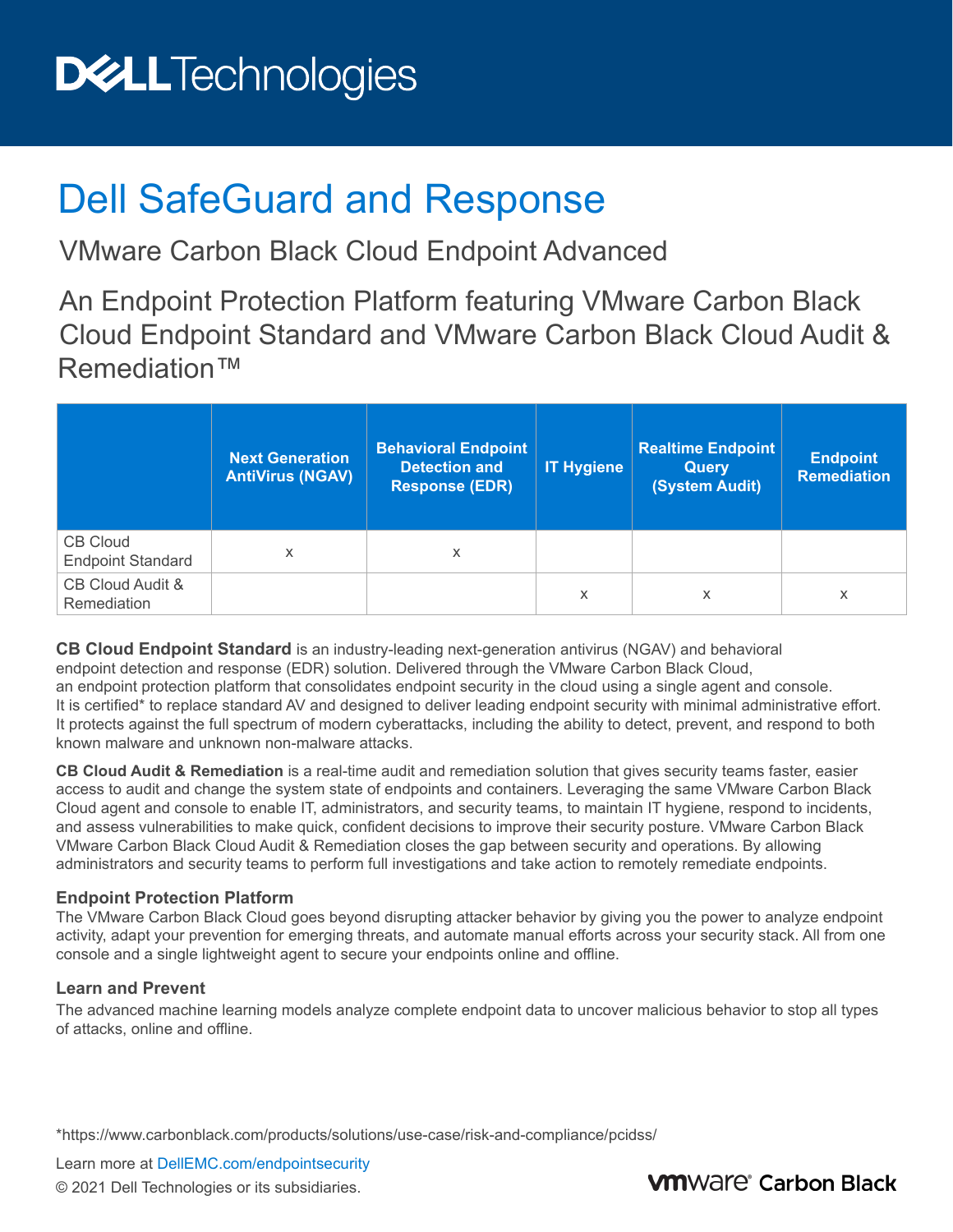# Dell SafeGuard and Response

## VMware Carbon Black Cloud Endpoint Advanced

## An Endpoint Protection Platform featuring VMware Carbon Black Cloud Endpoint Standard and VMware Carbon Black Cloud Audit & Remediation™

| | Next Generation AntiVirus (NGAV) | Behavioral Endpoint Detection and Response (EDR) | IT Hygiene | Realtime Endpoint Query (System Audit) | Endpoint Remediation |
|---|---|---|---|---|---|
| CB Cloud Endpoint Standard | x | x | | | |
| CB Cloud Audit & Remediation | | | x | x | x |

**CB Cloud Endpoint Standard** is an industry-leading next-generation antivirus (NGAV) and behavioral endpoint detection and response (EDR) solution. Delivered through the VMware Carbon Black Cloud, an endpoint protection platform that consolidates endpoint security in the cloud using a single agent and console. It is certified* to replace standard AV and designed to deliver leading endpoint security with minimal administrative effort. It protects against the full spectrum of modern cyberattacks, including the ability to detect, prevent, and respond to both known malware and unknown non-malware attacks.

**CB Cloud Audit & Remediation** is a real-time audit and remediation solution that gives security teams faster, easier access to audit and change the system state of endpoints and containers. Leveraging the same VMware Carbon Black Cloud agent and console to enable IT, administrators, and security teams, to maintain IT hygiene, respond to incidents, and assess vulnerabilities to make quick, confident decisions to improve their security posture. VMware Carbon Black VMware Carbon Black Cloud Audit & Remediation closes the gap between security and operations. By allowing administrators and security teams to perform full investigations and take action to remotely remediate endpoints.

### Endpoint Protection Platform

The VMware Carbon Black Cloud goes beyond disrupting attacker behavior by giving you the power to analyze endpoint activity, adapt your prevention for emerging threats, and automate manual efforts across your security stack. All from one console and a single lightweight agent to secure your endpoints online and offline.

### Learn and Prevent

The advanced machine learning models analyze complete endpoint data to uncover malicious behavior to stop all types of attacks, online and offline.

*https://www.carbonblack.com/products/solutions/use-case/risk-and-compliance/pcidss/

Learn more at DellEMC.com/endpointsecurity

© 2021 Dell Technologies or its subsidiaries.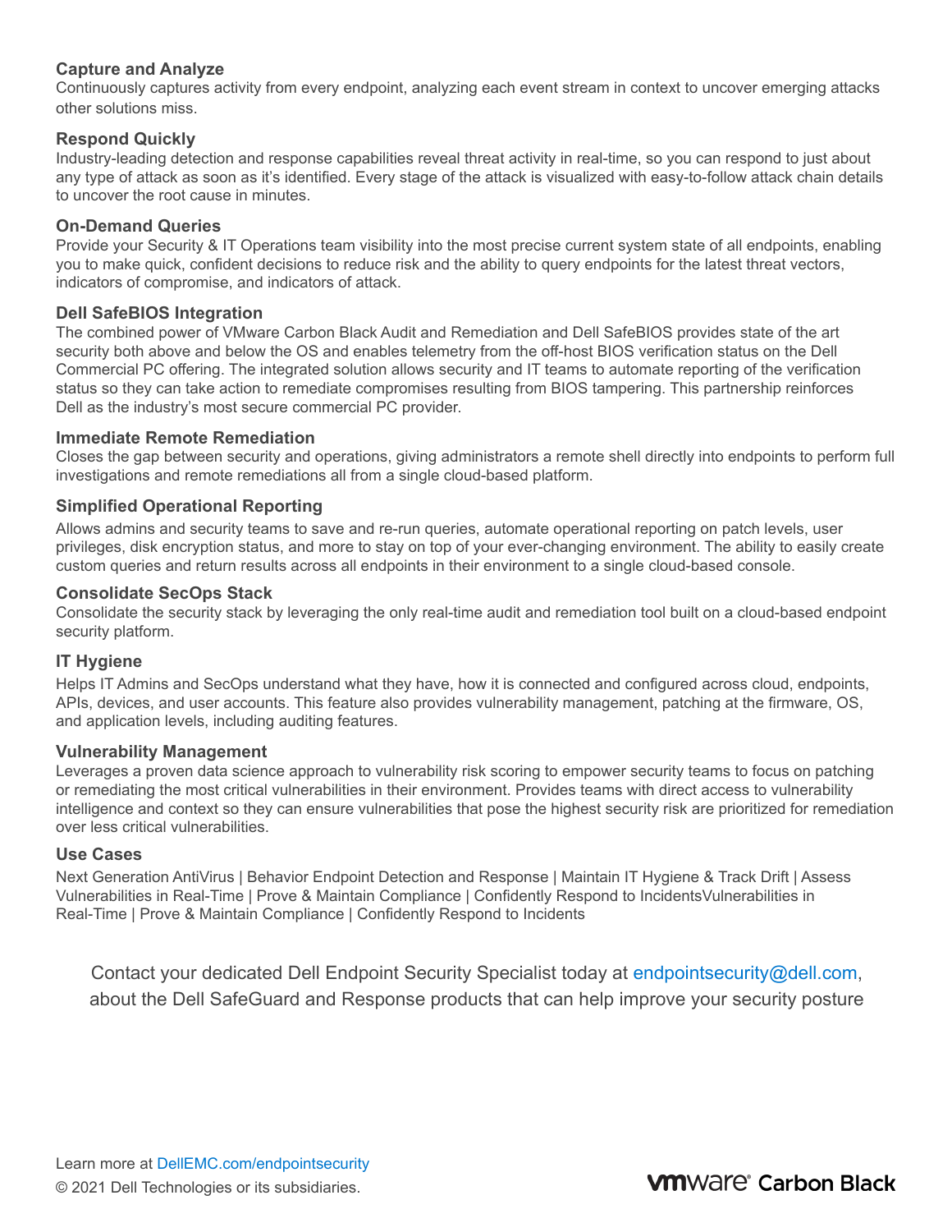### Capture and Analyze

Continuously captures activity from every endpoint, analyzing each event stream in context to uncover emerging attacks other solutions miss.

### Respond Quickly

Industry-leading detection and response capabilities reveal threat activity in real-time, so you can respond to just about any type of attack as soon as it's identified. Every stage of the attack is visualized with easy-to-follow attack chain details to uncover the root cause in minutes.

### On-Demand Queries

Provide your Security & IT Operations team visibility into the most precise current system state of all endpoints, enabling you to make quick, confident decisions to reduce risk and the ability to query endpoints for the latest threat vectors, indicators of compromise, and indicators of attack.

### Dell SafeBIOS Integration

The combined power of VMware Carbon Black Audit and Remediation and Dell SafeBIOS provides state of the art security both above and below the OS and enables telemetry from the off-host BIOS verification status on the Dell Commercial PC offering. The integrated solution allows security and IT teams to automate reporting of the verification status so they can take action to remediate compromises resulting from BIOS tampering. This partnership reinforces Dell as the industry's most secure commercial PC provider.

### Immediate Remote Remediation

Closes the gap between security and operations, giving administrators a remote shell directly into endpoints to perform full investigations and remote remediations all from a single cloud-based platform.

### Simplified Operational Reporting

Allows admins and security teams to save and re-run queries, automate operational reporting on patch levels, user privileges, disk encryption status, and more to stay on top of your ever-changing environment. The ability to easily create custom queries and return results across all endpoints in their environment to a single cloud-based console.

### Consolidate SecOps Stack

Consolidate the security stack by leveraging the only real-time audit and remediation tool built on a cloud-based endpoint security platform.

### IT Hygiene

Helps IT Admins and SecOps understand what they have, how it is connected and configured across cloud, endpoints, APIs, devices, and user accounts. This feature also provides vulnerability management, patching at the firmware, OS, and application levels, including auditing features.

### Vulnerability Management

Leverages a proven data science approach to vulnerability risk scoring to empower security teams to focus on patching or remediating the most critical vulnerabilities in their environment. Provides teams with direct access to vulnerability intelligence and context so they can ensure vulnerabilities that pose the highest security risk are prioritized for remediation over less critical vulnerabilities.

### Use Cases

Next Generation AntiVirus | Behavior Endpoint Detection and Response | Maintain IT Hygiene & Track Drift | Assess Vulnerabilities in Real-Time | Prove & Maintain Compliance | Confidently Respond to IncidentsVulnerabilities in Real-Time | Prove & Maintain Compliance | Confidently Respond to Incidents

Contact your dedicated Dell Endpoint Security Specialist today at endpointsecurity@dell.com, about the Dell SafeGuard and Response products that can help improve your security posture

Learn more at DellEMC.com/endpointsecurity

© 2021 Dell Technologies or its subsidiaries.

vmware Carbon Black